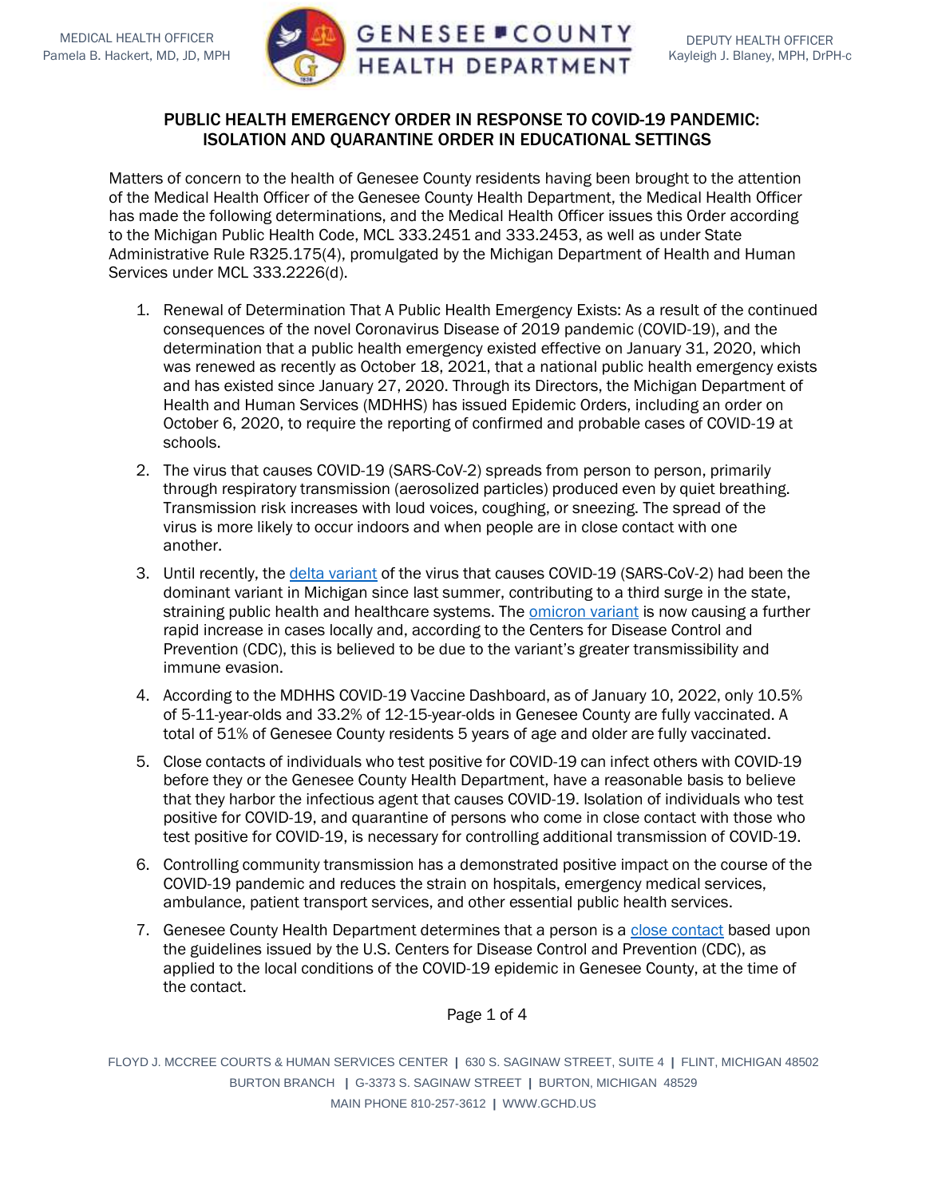MEDICAL HEALTH OFFICER
Pamela B. Hackert, MD, JD, MPH

GENESEE COUNTY HEALTH DEPARTMENT

DEPUTY HEALTH OFFICER
Kayleigh J. Blaney, MPH, DrPH-c

# PUBLIC HEALTH EMERGENCY ORDER IN RESPONSE TO COVID-19 PANDEMIC: ISOLATION AND QUARANTINE ORDER IN EDUCATIONAL SETTINGS

Matters of concern to the health of Genesee County residents having been brought to the attention of the Medical Health Officer of the Genesee County Health Department, the Medical Health Officer has made the following determinations, and the Medical Health Officer issues this Order according to the Michigan Public Health Code, MCL 333.2451 and 333.2453, as well as under State Administrative Rule R325.175(4), promulgated by the Michigan Department of Health and Human Services under MCL 333.2226(d).

1. Renewal of Determination That A Public Health Emergency Exists: As a result of the continued consequences of the novel Coronavirus Disease of 2019 pandemic (COVID-19), and the determination that a public health emergency existed effective on January 31, 2020, which was renewed as recently as October 18, 2021, that a national public health emergency exists and has existed since January 27, 2020. Through its Directors, the Michigan Department of Health and Human Services (MDHHS) has issued Epidemic Orders, including an order on October 6, 2020, to require the reporting of confirmed and probable cases of COVID-19 at schools.

2. The virus that causes COVID-19 (SARS-CoV-2) spreads from person to person, primarily through respiratory transmission (aerosolized particles) produced even by quiet breathing. Transmission risk increases with loud voices, coughing, or sneezing. The spread of the virus is more likely to occur indoors and when people are in close contact with one another.

3. Until recently, the delta variant of the virus that causes COVID-19 (SARS-CoV-2) had been the dominant variant in Michigan since last summer, contributing to a third surge in the state, straining public health and healthcare systems. The omicron variant is now causing a further rapid increase in cases locally and, according to the Centers for Disease Control and Prevention (CDC), this is believed to be due to the variant's greater transmissibility and immune evasion.

4. According to the MDHHS COVID-19 Vaccine Dashboard, as of January 10, 2022, only 10.5% of 5-11-year-olds and 33.2% of 12-15-year-olds in Genesee County are fully vaccinated. A total of 51% of Genesee County residents 5 years of age and older are fully vaccinated.

5. Close contacts of individuals who test positive for COVID-19 can infect others with COVID-19 before they or the Genesee County Health Department, have a reasonable basis to believe that they harbor the infectious agent that causes COVID-19. Isolation of individuals who test positive for COVID-19, and quarantine of persons who come in close contact with those who test positive for COVID-19, is necessary for controlling additional transmission of COVID-19.

6. Controlling community transmission has a demonstrated positive impact on the course of the COVID-19 pandemic and reduces the strain on hospitals, emergency medical services, ambulance, patient transport services, and other essential public health services.

7. Genesee County Health Department determines that a person is a close contact based upon the guidelines issued by the U.S. Centers for Disease Control and Prevention (CDC), as applied to the local conditions of the COVID-19 epidemic in Genesee County, at the time of the contact.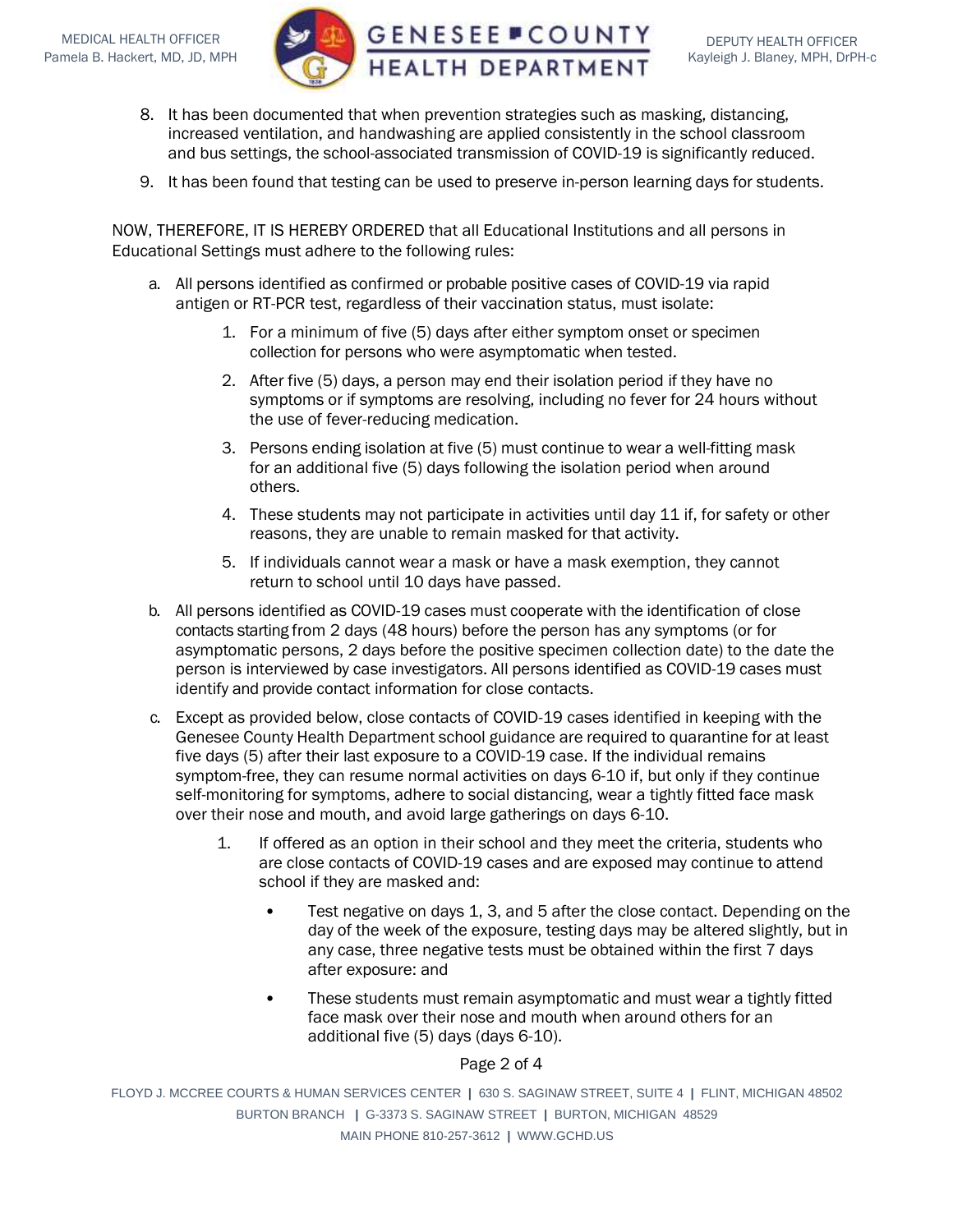8. It has been documented that when prevention strategies such as masking, distancing, increased ventilation, and handwashing are applied consistently in the school classroom and bus settings, the school-associated transmission of COVID-19 is significantly reduced.

9. It has been found that testing can be used to preserve in-person learning days for students.

NOW, THEREFORE, IT IS HEREBY ORDERED that all Educational Institutions and all persons in Educational Settings must adhere to the following rules:

a. All persons identified as confirmed or probable positive cases of COVID-19 via rapid antigen or RT-PCR test, regardless of their vaccination status, must isolate:

   1. For a minimum of five (5) days after either symptom onset or specimen collection for persons who were asymptomatic when tested.

   2. After five (5) days, a person may end their isolation period if they have no symptoms or if symptoms are resolving, including no fever for 24 hours without the use of fever-reducing medication.

   3. Persons ending isolation at five (5) must continue to wear a well-fitting mask for an additional five (5) days following the isolation period when around others.

   4. These students may not participate in activities until day 11 if, for safety or other reasons, they are unable to remain masked for that activity.

   5. If individuals cannot wear a mask or have a mask exemption, they cannot return to school until 10 days have passed.

b. All persons identified as COVID-19 cases must cooperate with the identification of close contacts starting from 2 days (48 hours) before the person has any symptoms (or for asymptomatic persons, 2 days before the positive specimen collection date) to the date the person is interviewed by case investigators. All persons identified as COVID-19 cases must identify and provide contact information for close contacts.

c. Except as provided below, close contacts of COVID-19 cases identified in keeping with the Genesee County Health Department school guidance are required to quarantine for at least five days (5) after their last exposure to a COVID-19 case. If the individual remains symptom-free, they can resume normal activities on days 6-10 if, but only if they continue self-monitoring for symptoms, adhere to social distancing, wear a tightly fitted face mask over their nose and mouth, and avoid large gatherings on days 6-10.

   1. If offered as an option in their school and they meet the criteria, students who are close contacts of COVID-19 cases and are exposed may continue to attend school if they are masked and:

      - Test negative on days 1, 3, and 5 after the close contact. Depending on the day of the week of the exposure, testing days may be altered slightly, but in any case, three negative tests must be obtained within the first 7 days after exposure: and

      - These students must remain asymptomatic and must wear a tightly fitted face mask over their nose and mouth when around others for an additional five (5) days (days 6-10).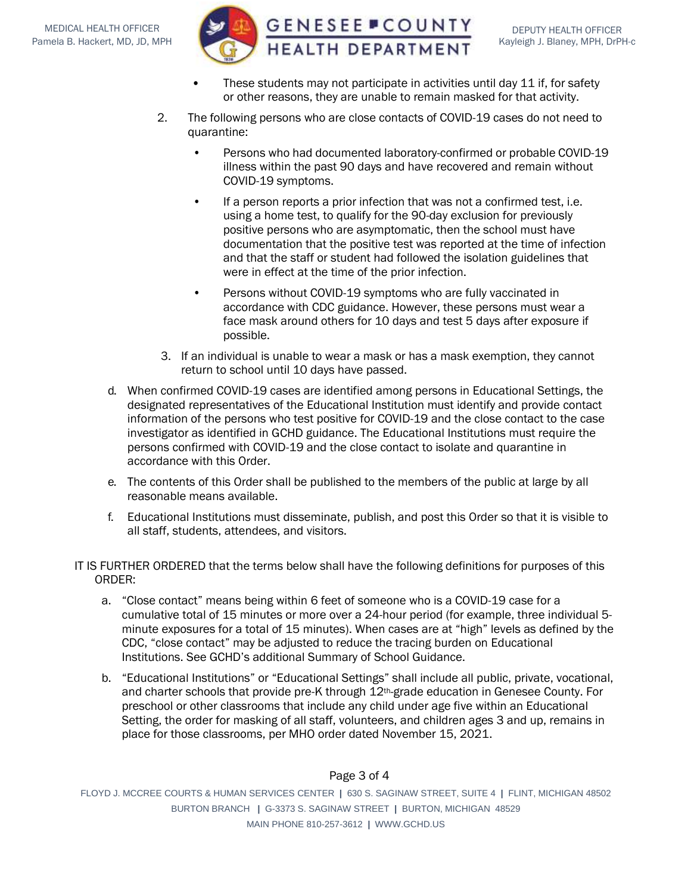- These students may not participate in activities until day 11 if, for safety or other reasons, they are unable to remain masked for that activity.

2. The following persons who are close contacts of COVID-19 cases do not need to quarantine:

   - Persons who had documented laboratory-confirmed or probable COVID-19 illness within the past 90 days and have recovered and remain without COVID-19 symptoms.
   - If a person reports a prior infection that was not a confirmed test, i.e. using a home test, to qualify for the 90-day exclusion for previously positive persons who are asymptomatic, then the school must have documentation that the positive test was reported at the time of infection and that the staff or student had followed the isolation guidelines that were in effect at the time of the prior infection.
   - Persons without COVID-19 symptoms who are fully vaccinated in accordance with CDC guidance. However, these persons must wear a face mask around others for 10 days and test 5 days after exposure if possible.

3. If an individual is unable to wear a mask or has a mask exemption, they cannot return to school until 10 days have passed.

d. When confirmed COVID-19 cases are identified among persons in Educational Settings, the designated representatives of the Educational Institution must identify and provide contact information of the persons who test positive for COVID-19 and the close contact to the case investigator as identified in GCHD guidance. The Educational Institutions must require the persons confirmed with COVID-19 and the close contact to isolate and quarantine in accordance with this Order.

e. The contents of this Order shall be published to the members of the public at large by all reasonable means available.

f. Educational Institutions must disseminate, publish, and post this Order so that it is visible to all staff, students, attendees, and visitors.

IT IS FURTHER ORDERED that the terms below shall have the following definitions for purposes of this ORDER:

a. "Close contact" means being within 6 feet of someone who is a COVID-19 case for a cumulative total of 15 minutes or more over a 24-hour period (for example, three individual 5-minute exposures for a total of 15 minutes). When cases are at "high" levels as defined by the CDC, "close contact" may be adjusted to reduce the tracing burden on Educational Institutions. See GCHD's additional Summary of School Guidance.

b. "Educational Institutions" or "Educational Settings" shall include all public, private, vocational, and charter schools that provide pre-K through 12th-grade education in Genesee County. For preschool or other classrooms that include any child under age five within an Educational Setting, the order for masking of all staff, volunteers, and children ages 3 and up, remains in place for those classrooms, per MHO order dated November 15, 2021.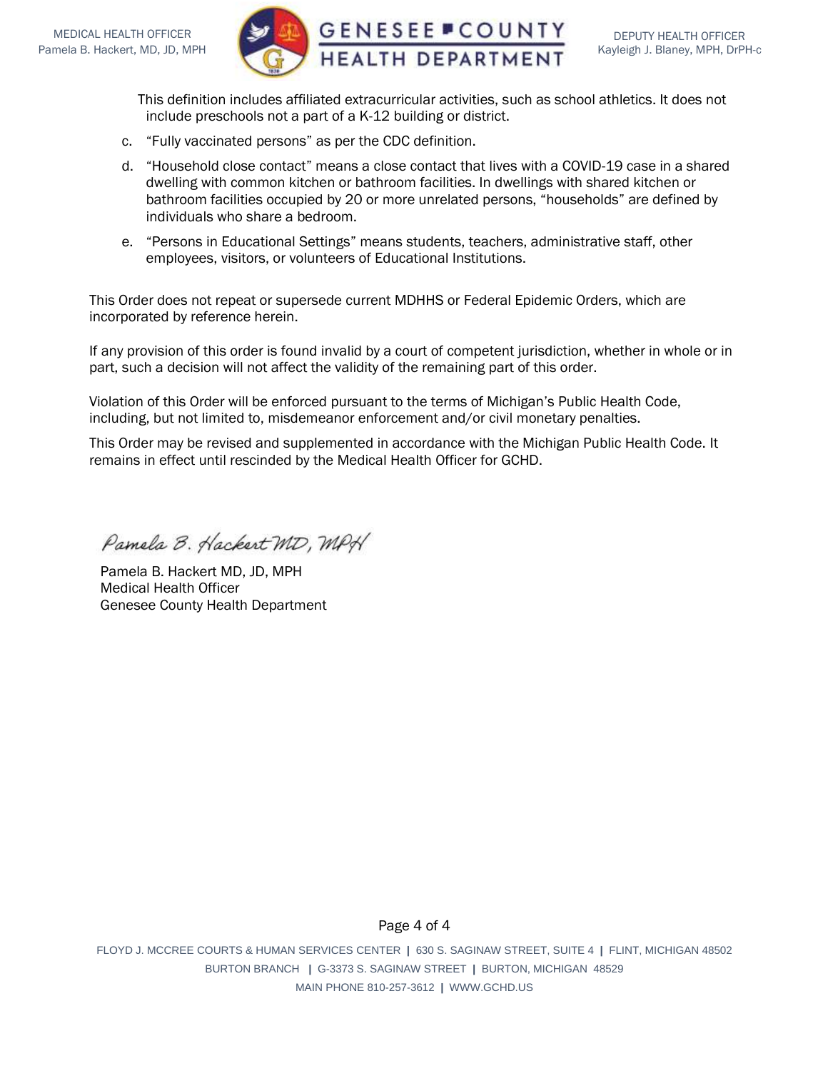This definition includes affiliated extracurricular activities, such as school athletics. It does not include preschools not a part of a K-12 building or district.

c. "Fully vaccinated persons" as per the CDC definition.

d. "Household close contact" means a close contact that lives with a COVID-19 case in a shared dwelling with common kitchen or bathroom facilities. In dwellings with shared kitchen or bathroom facilities occupied by 20 or more unrelated persons, "households" are defined by individuals who share a bedroom.

e. "Persons in Educational Settings" means students, teachers, administrative staff, other employees, visitors, or volunteers of Educational Institutions.

This Order does not repeat or supersede current MDHHS or Federal Epidemic Orders, which are incorporated by reference herein.

If any provision of this order is found invalid by a court of competent jurisdiction, whether in whole or in part, such a decision will not affect the validity of the remaining part of this order.

Violation of this Order will be enforced pursuant to the terms of Michigan's Public Health Code, including, but not limited to, misdemeanor enforcement and/or civil monetary penalties.

This Order may be revised and supplemented in accordance with the Michigan Public Health Code. It remains in effect until rescinded by the Medical Health Officer for GCHD.

*Pamela B. Hackert MD, MPH*

Pamela B. Hackert MD, JD, MPH
Medical Health Officer
Genesee County Health Department